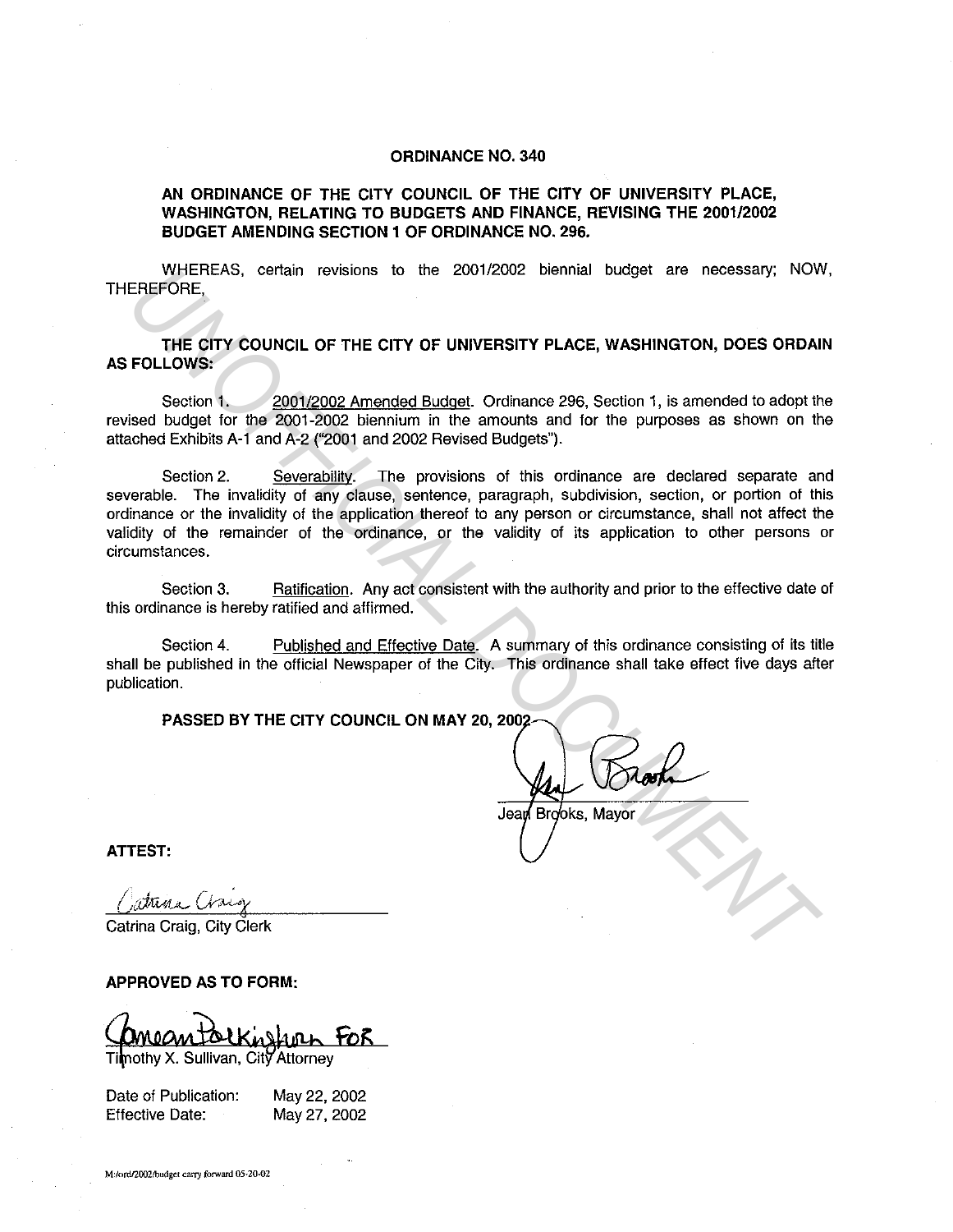# ORDINANCE NO. 340

**AN ORDINANCE OF THE CITY COUNCIL OF THE CITY OF UNIVERSITY PLACE, WASHINGTON, RELATING TO BUDGETS AND FINANCE, REVISING THE 2001/2002 BUDGET AMENDING SECTION 1 OF ORDINANCE NO. 296.**

WHEREAS, certain revisions to the 2001/2002 biennial budget are necessary; NOW, THEREFORE,

**THE CITY COUNCIL OF THE CITY OF UNIVERSITY PLACE, WASHINGTON, DOES ORDAIN AS FOLLOWS:**

Section 1. 2001/2002 Amended Budget. Ordinance 296, Section 1, is amended to adopt the revised budget for the 2001-2002 biennium in the amounts and for the purposes as shown on the attached Exhibits A-1 and A-2 ("2001 and 2002 Revised Budgets").

Section 2. Severability. The provisions of this ordinance are declared separate and severable. The invalidity of any clause, sentence, paragraph, subdivision, section, or portion of this ordinance or the invalidity of the application thereof to any person or circumstance, shall not affect the validity of the remainder of the ordinance, or the validity of its application to other persons or circumstances.

Section 3. Ratification. Any act consistent with the authority and prior to the effective date of this ordinance is hereby ratified and affirmed.

Section 4. Published and Effective Date. A summary of this ordinance consisting of its title shall be published in the official Newspaper of the City. This ordinance shall take effect five days after publication.

**PASSED BY THE CITY COUNCIL ON MAY 20, 2002**

Jean Brooks, Mayor

**ATTEST:**

Catrina Craig, City Clerk

**APPROVED AS TO FORM:**

Janean Parkinson FOR
Timothy X. Sullivan, City Attorney

Date of Publication: May 22, 2002
Effective Date: May 27, 2002

M:/ord/2002/budget carry forward 05-20-02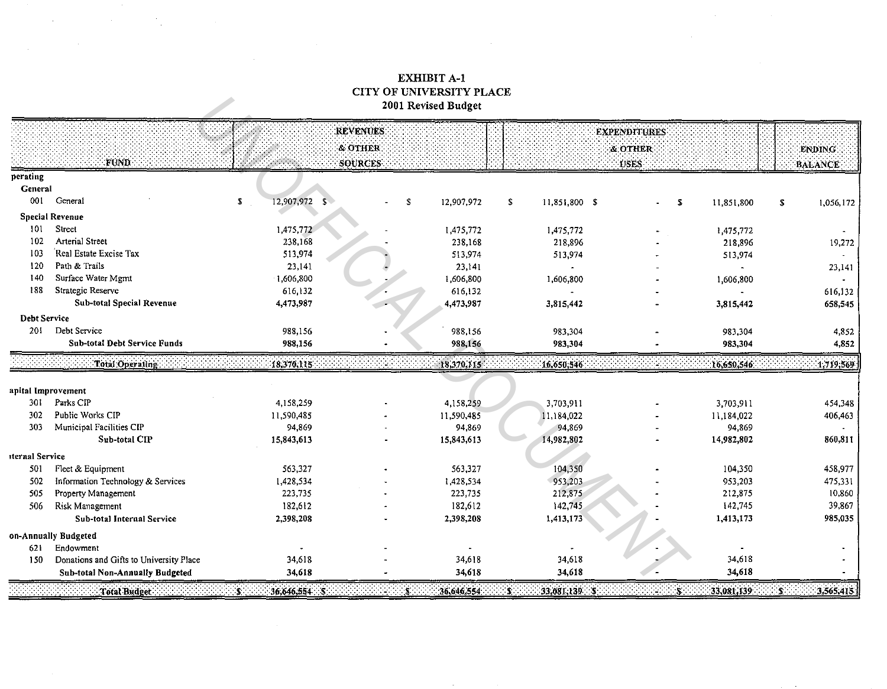# EXHIBIT A-1
## CITY OF UNIVERSITY PLACE
### 2001 Revised Budget

| | FUND | REVENUES & OTHER SOURCES | | | EXPENDITURES & OTHER USES | | | ENDING BALANCE |
|---|---|---|---|---|---|---|---|---|
| **perating** | | | | | | | | |
| **General** | | | | | | | | |
| 001 | General | $ 12,907,972 | $ - | $ 12,907,972 | $ 11,851,800 | $ - | $ 11,851,800 | $ 1,056,172 |
| **Special Revenue** | | | | | | | | |
| 101 | Street | 1,475,772 | - | 1,475,772 | 1,475,772 | - | 1,475,772 | - |
| 102 | Arterial Street | 238,168 | - | 238,168 | 218,896 | - | 218,896 | 19,272 |
| 103 | Real Estate Excise Tax | 513,974 | - | 513,974 | 513,974 | - | 513,974 | - |
| 120 | Path & Trails | 23,141 | - | 23,141 | - | - | - | 23,141 |
| 140 | Surface Water Mgmt | 1,606,800 | - | 1,606,800 | 1,606,800 | - | 1,606,800 | - |
| 188 | Strategic Reserve | 616,132 | - | 616,132 | - | - | - | 616,132 |
| | **Sub-total Special Revenue** | **4,473,987** | **-** | **4,473,987** | **3,815,442** | **-** | **3,815,442** | **658,545** |
| **Debt Service** | | | | | | | | |
| 201 | Debt Service | 988,156 | - | 988,156 | 983,304 | - | 983,304 | 4,852 |
| | **Sub-total Debt Service Funds** | **988,156** | **-** | **988,156** | **983,304** | **-** | **983,304** | **4,852** |
| | **Total Operating** | **18,370,115** | **-** | **18,370,115** | **16,650,546** | **-** | **16,650,546** | **1,719,569** |
| **apital Improvement** | | | | | | | | |
| 301 | Parks CIP | 4,158,259 | - | 4,158,259 | 3,703,911 | - | 3,703,911 | 454,348 |
| 302 | Public Works CIP | 11,590,485 | - | 11,590,485 | 11,184,022 | - | 11,184,022 | 406,463 |
| 303 | Municipal Facilities CIP | 94,869 | - | 94,869 | 94,869 | - | 94,869 | - |
| | **Sub-total CIP** | **15,843,613** | **-** | **15,843,613** | **14,982,802** | **-** | **14,982,802** | **860,811** |
| **ıternal Service** | | | | | | | | |
| 501 | Fleet & Equipment | 563,327 | - | 563,327 | 104,350 | - | 104,350 | 458,977 |
| 502 | Information Technology & Services | 1,428,534 | - | 1,428,534 | 953,203 | - | 953,203 | 475,331 |
| 505 | Property Management | 223,735 | - | 223,735 | 212,875 | - | 212,875 | 10,860 |
| 506 | Risk Management | 182,612 | - | 182,612 | 142,745 | - | 142,745 | 39,867 |
| | **Sub-total Internal Service** | **2,398,208** | **-** | **2,398,208** | **1,413,173** | **-** | **1,413,173** | **985,035** |
| **on-Annually Budgeted** | | | | | | | | |
| 621 | Endowment | - | - | - | - | - | - | - |
| 150 | Donations and Gifts to University Place | 34,618 | - | 34,618 | 34,618 | - | 34,618 | - |
| | **Sub-total Non-Annually Budgeted** | **34,618** | **-** | **34,618** | **34,618** | **-** | **34,618** | **-** |
| | **Total Budget** | **$ 36,646,554** | **$ -** | **$ 36,646,554** | **$ 33,081,139** | **$ -** | **$ 33,081,139** | **$ 3,565,415** |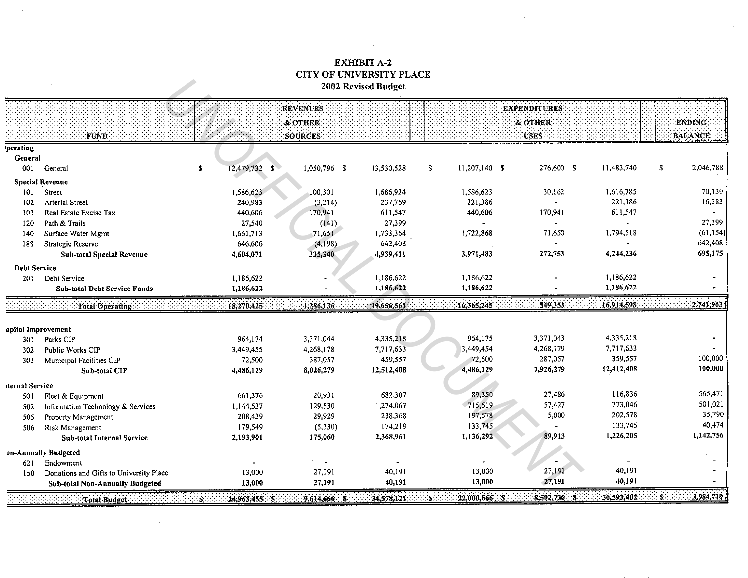# EXHIBIT A-2
## CITY OF UNIVERSITY PLACE
### 2002 Revised Budget

| FUND | REVENUES & OTHER SOURCES | | | EXPENDITURES & OTHER USES | | | ENDING BALANCE |
|---|---|---|---|---|---|---|---|
| **Operating** | | | | | | | |
| **General** | | | | | | | |
| 001 General | $ 12,479,732 | $ 1,050,796 | $ 13,530,528 | $ 11,207,140 | $ 276,600 | $ 11,483,740 | $ 2,046,788 |
| **Special Revenue** | | | | | | | |
| 101 Street | 1,586,623 | 100,301 | 1,686,924 | 1,586,623 | 30,162 | 1,616,785 | 70,139 |
| 102 Arterial Street | 240,983 | (3,214) | 237,769 | 221,386 | - | 221,386 | 16,383 |
| 103 Real Estate Excise Tax | 440,606 | 170,941 | 611,547 | 440,606 | 170,941 | 611,547 | - |
| 120 Path & Trails | 27,540 | (141) | 27,399 | - | - | - | 27,399 |
| 140 Surface Water Mgmt | 1,661,713 | 71,651 | 1,733,364 | 1,722,868 | 71,650 | 1,794,518 | (61,154) |
| 188 Strategic Reserve | 646,606 | (4,198) | 642,408 | - | - | - | 642,408 |
| **Sub-total Special Revenue** | **4,604,071** | **335,340** | **4,939,411** | **3,971,483** | **272,753** | **4,244,236** | **695,175** |
| **Debt Service** | | | | | | | |
| 201 Debt Service | 1,186,622 | - | 1,186,622 | 1,186,622 | - | 1,186,622 | - |
| **Sub-total Debt Service Funds** | **1,186,622** | **-** | **1,186,622** | **1,186,622** | **-** | **1,186,622** | **-** |
| **Total Operating** | **18,270,425** | **1,386,136** | **19,656,561** | **16,365,245** | **549,353** | **16,914,598** | **2,741,963** |
| **Capital Improvement** | | | | | | | |
| 301 Parks CIP | 964,174 | 3,371,044 | 4,335,218 | 964,175 | 3,371,043 | 4,335,218 | - |
| 302 Public Works CIP | 3,449,455 | 4,268,178 | 7,717,633 | 3,449,454 | 4,268,179 | 7,717,633 | - |
| 303 Municipal Facilities CIP | 72,500 | 387,057 | 459,557 | 72,500 | 287,057 | 359,557 | 100,000 |
| **Sub-total CIP** | **4,486,129** | **8,026,279** | **12,512,408** | **4,486,129** | **7,926,279** | **12,412,408** | **100,000** |
| **Internal Service** | | | | | | | |
| 501 Fleet & Equipment | 661,376 | 20,931 | 682,307 | 89,350 | 27,486 | 116,836 | 565,471 |
| 502 Information Technology & Services | 1,144,537 | 129,530 | 1,274,067 | 715,619 | 57,427 | 773,046 | 501,021 |
| 505 Property Management | 208,439 | 29,929 | 238,368 | 197,578 | 5,000 | 202,578 | 35,790 |
| 506 Risk Management | 179,549 | (5,330) | 174,219 | 133,745 | - | 133,745 | 40,474 |
| **Sub-total Internal Service** | **2,193,901** | **175,060** | **2,368,961** | **1,136,292** | **89,913** | **1,226,205** | **1,142,756** |
| **Non-Annually Budgeted** | | | | | | | |
| 621 Endowment | - | - | - | - | - | - | - |
| 150 Donations and Gifts to University Place | 13,000 | 27,191 | 40,191 | 13,000 | 27,191 | 40,191 | - |
| **Sub-total Non-Annually Budgeted** | **13,000** | **27,191** | **40,191** | **13,000** | **27,191** | **40,191** | **-** |
| **Total Budget** | **$ 24,963,455** | **$ 9,614,666** | **$ 34,578,121** | **$ 22,000,666** | **$ 8,592,736** | **$ 30,593,402** | **$ 3,984,719** |